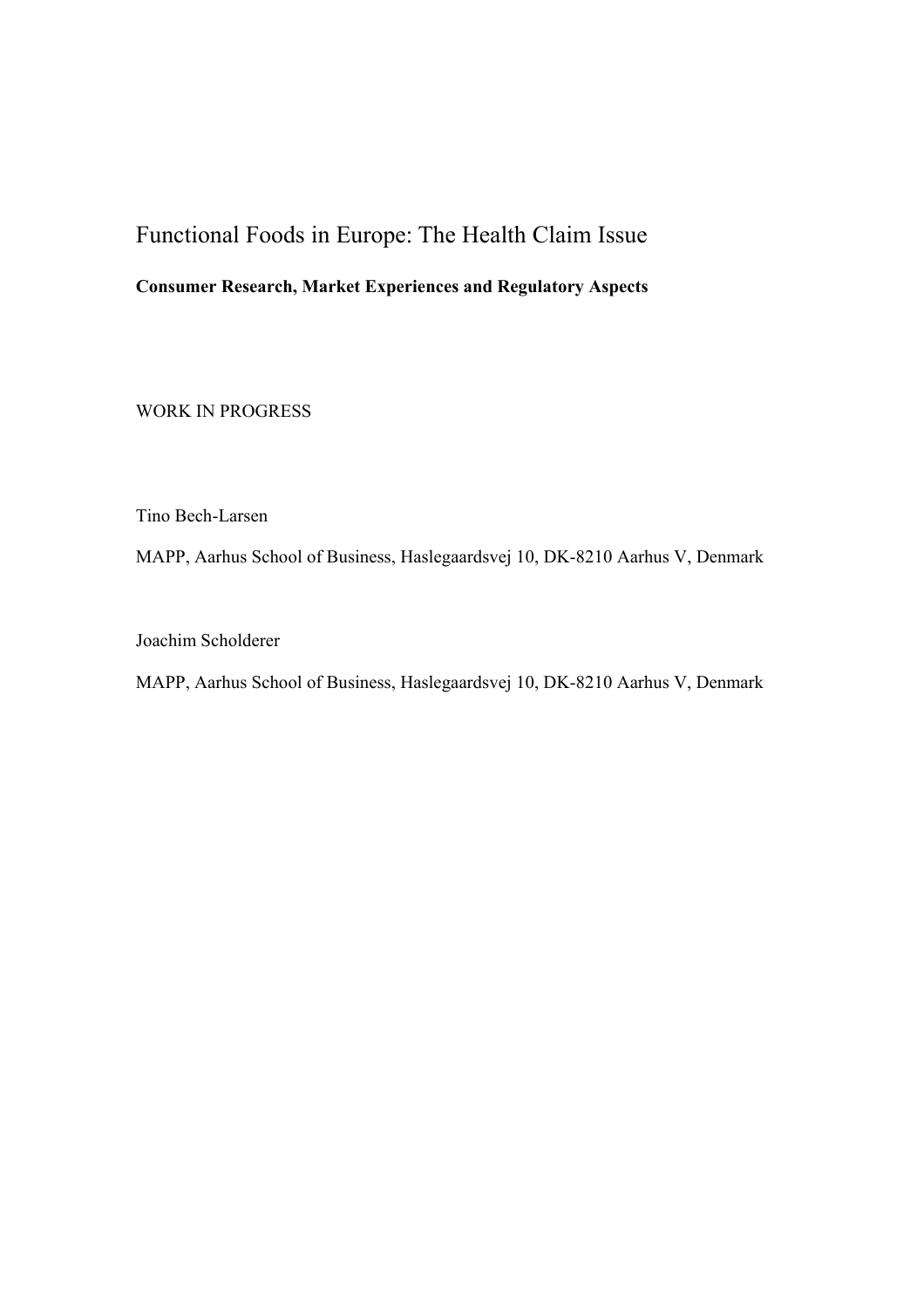# Functional Foods in Europe: The Health Claim Issue

**Consumer Research, Market Experiences and Regulatory Aspects**

WORK IN PROGRESS

Tino Bech-Larsen

MAPP, Aarhus School of Business, Haslegaardsvej 10, DK-8210 Aarhus V, Denmark

Joachim Scholderer

MAPP, Aarhus School of Business, Haslegaardsvej 10, DK-8210 Aarhus V, Denmark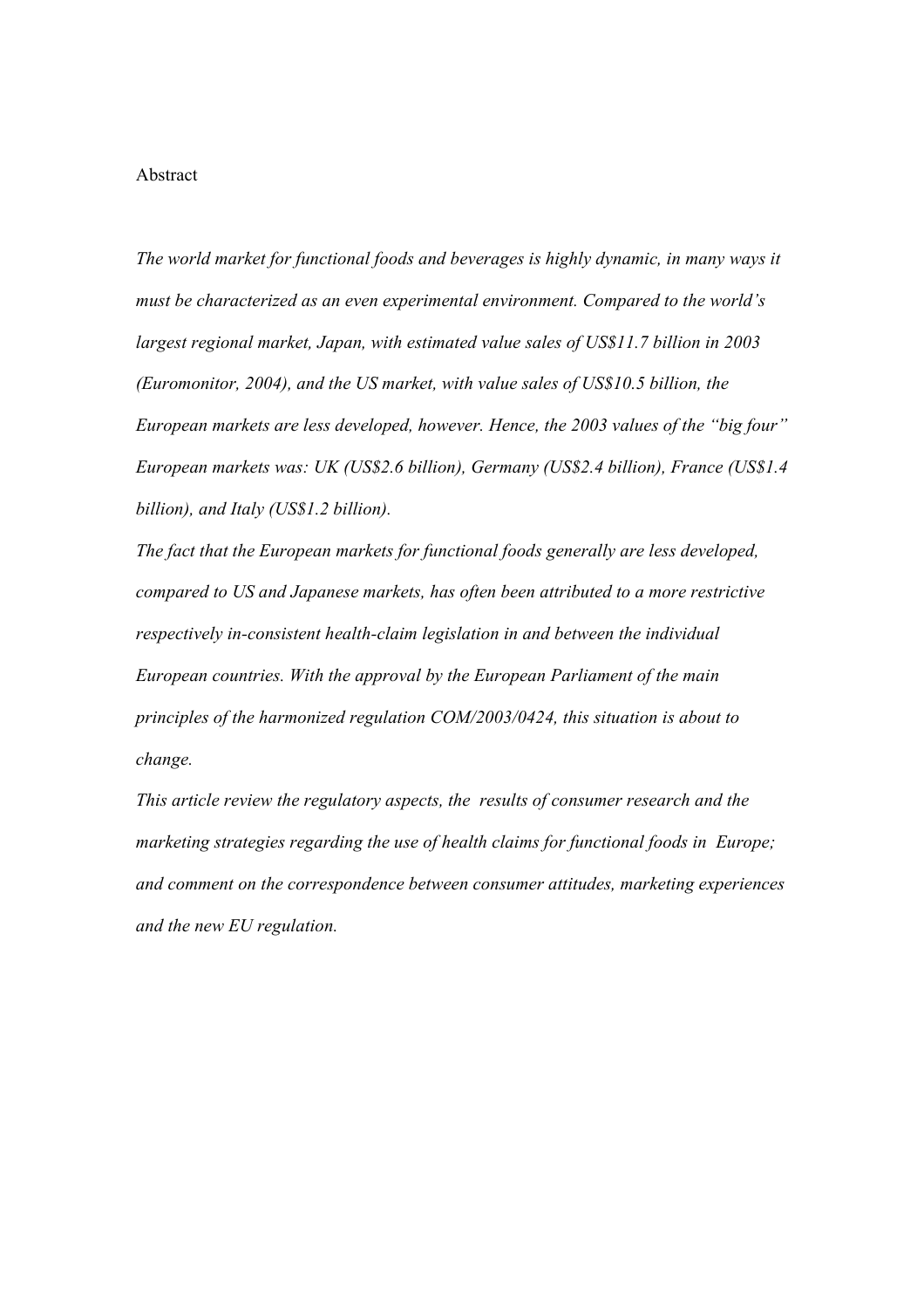Abstract

*The world market for functional foods and beverages is highly dynamic, in many ways it must be characterized as an even experimental environment. Compared to the world's largest regional market, Japan, with estimated value sales of US$11.7 billion in 2003 (Euromonitor, 2004), and the US market, with value sales of US$10.5 billion, the European markets are less developed, however. Hence, the 2003 values of the "big four" European markets was: UK (US$2.6 billion), Germany (US$2.4 billion), France (US$1.4 billion), and Italy (US$1.2 billion).*

*The fact that the European markets for functional foods generally are less developed, compared to US and Japanese markets, has often been attributed to a more restrictive respectively in-consistent health-claim legislation in and between the individual European countries. With the approval by the European Parliament of the main principles of the harmonized regulation COM/2003/0424, this situation is about to change.*

*This article review the regulatory aspects, the results of consumer research and the marketing strategies regarding the use of health claims for functional foods in Europe; and comment on the correspondence between consumer attitudes, marketing experiences and the new EU regulation.*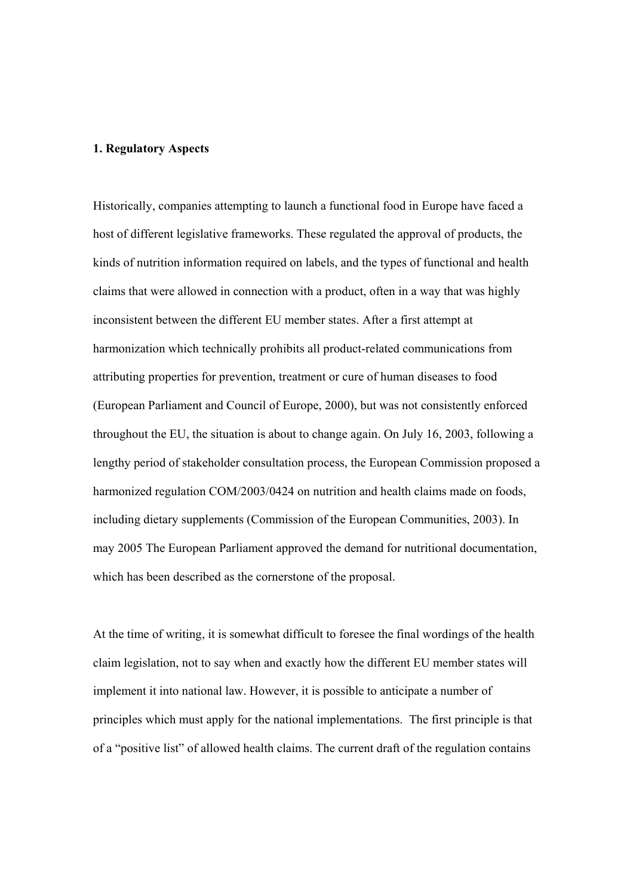**1. Regulatory Aspects**

Historically, companies attempting to launch a functional food in Europe have faced a host of different legislative frameworks. These regulated the approval of products, the kinds of nutrition information required on labels, and the types of functional and health claims that were allowed in connection with a product, often in a way that was highly inconsistent between the different EU member states. After a first attempt at harmonization which technically prohibits all product-related communications from attributing properties for prevention, treatment or cure of human diseases to food (European Parliament and Council of Europe, 2000), but was not consistently enforced throughout the EU, the situation is about to change again. On July 16, 2003, following a lengthy period of stakeholder consultation process, the European Commission proposed a harmonized regulation COM/2003/0424 on nutrition and health claims made on foods, including dietary supplements (Commission of the European Communities, 2003). In may 2005 The European Parliament approved the demand for nutritional documentation, which has been described as the cornerstone of the proposal.

At the time of writing, it is somewhat difficult to foresee the final wordings of the health claim legislation, not to say when and exactly how the different EU member states will implement it into national law. However, it is possible to anticipate a number of principles which must apply for the national implementations. The first principle is that of a "positive list" of allowed health claims. The current draft of the regulation contains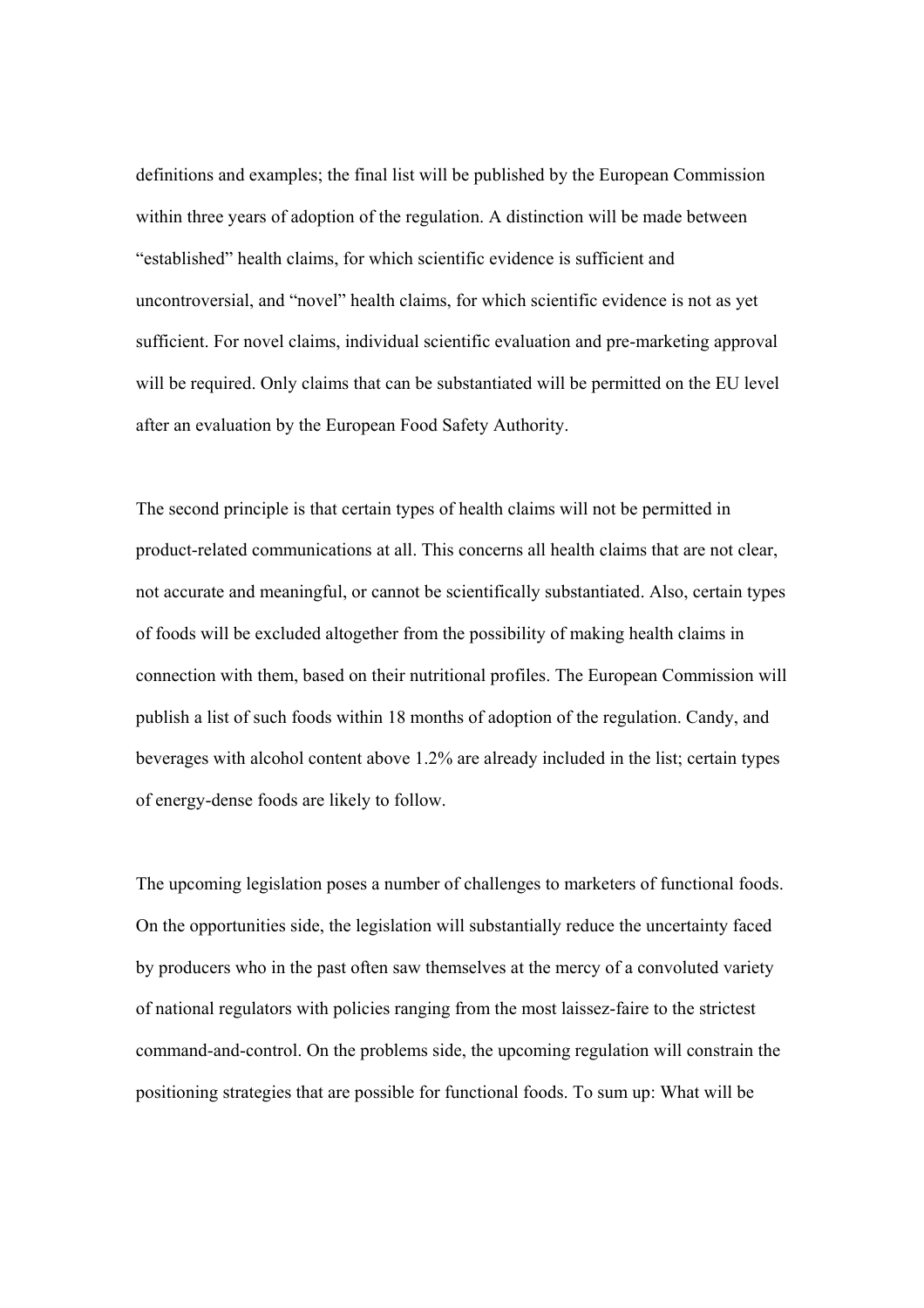definitions and examples; the final list will be published by the European Commission within three years of adoption of the regulation. A distinction will be made between "established" health claims, for which scientific evidence is sufficient and uncontroversial, and "novel" health claims, for which scientific evidence is not as yet sufficient. For novel claims, individual scientific evaluation and pre-marketing approval will be required. Only claims that can be substantiated will be permitted on the EU level after an evaluation by the European Food Safety Authority.

The second principle is that certain types of health claims will not be permitted in product-related communications at all. This concerns all health claims that are not clear, not accurate and meaningful, or cannot be scientifically substantiated. Also, certain types of foods will be excluded altogether from the possibility of making health claims in connection with them, based on their nutritional profiles. The European Commission will publish a list of such foods within 18 months of adoption of the regulation. Candy, and beverages with alcohol content above 1.2% are already included in the list; certain types of energy-dense foods are likely to follow.

The upcoming legislation poses a number of challenges to marketers of functional foods. On the opportunities side, the legislation will substantially reduce the uncertainty faced by producers who in the past often saw themselves at the mercy of a convoluted variety of national regulators with policies ranging from the most laissez-faire to the strictest command-and-control. On the problems side, the upcoming regulation will constrain the positioning strategies that are possible for functional foods. To sum up: What will be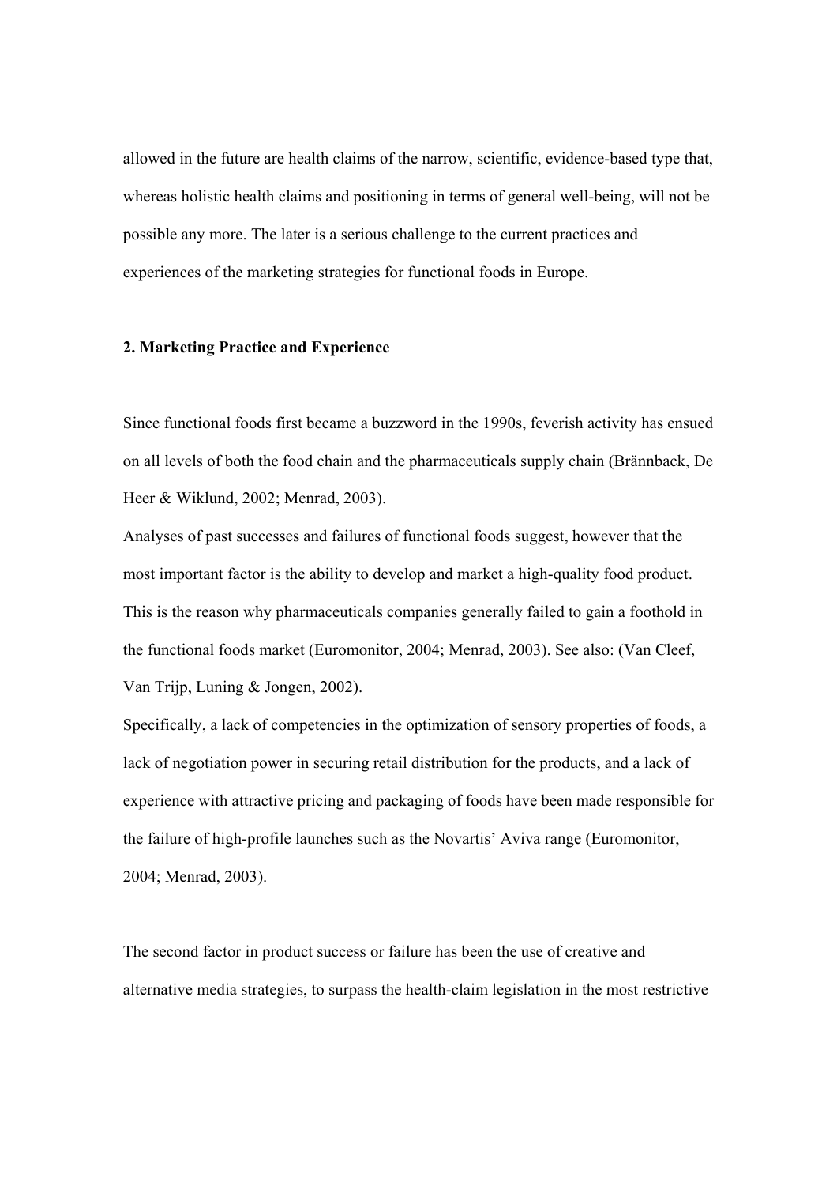allowed in the future are health claims of the narrow, scientific, evidence-based type that, whereas holistic health claims and positioning in terms of general well-being, will not be possible any more. The later is a serious challenge to the current practices and experiences of the marketing strategies for functional foods in Europe.

## 2. Marketing Practice and Experience

Since functional foods first became a buzzword in the 1990s, feverish activity has ensued on all levels of both the food chain and the pharmaceuticals supply chain (Brännback, De Heer & Wiklund, 2002; Menrad, 2003).

Analyses of past successes and failures of functional foods suggest, however that the most important factor is the ability to develop and market a high-quality food product. This is the reason why pharmaceuticals companies generally failed to gain a foothold in the functional foods market (Euromonitor, 2004; Menrad, 2003). See also: (Van Cleef, Van Trijp, Luning & Jongen, 2002).

Specifically, a lack of competencies in the optimization of sensory properties of foods, a lack of negotiation power in securing retail distribution for the products, and a lack of experience with attractive pricing and packaging of foods have been made responsible for the failure of high-profile launches such as the Novartis' Aviva range (Euromonitor, 2004; Menrad, 2003).

The second factor in product success or failure has been the use of creative and alternative media strategies, to surpass the health-claim legislation in the most restrictive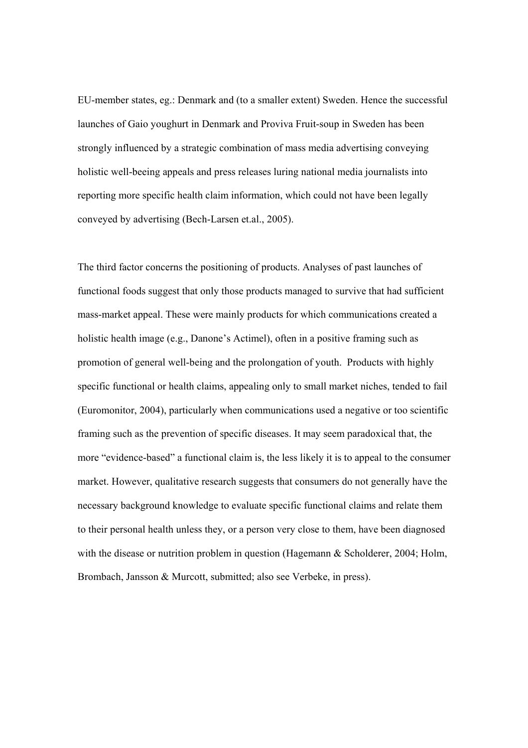EU-member states, eg.: Denmark and (to a smaller extent) Sweden. Hence the successful launches of Gaio youghurt in Denmark and Proviva Fruit-soup in Sweden has been strongly influenced by a strategic combination of mass media advertising conveying holistic well-beeing appeals and press releases luring national media journalists into reporting more specific health claim information, which could not have been legally conveyed by advertising (Bech-Larsen et.al., 2005).

The third factor concerns the positioning of products. Analyses of past launches of functional foods suggest that only those products managed to survive that had sufficient mass-market appeal. These were mainly products for which communications created a holistic health image (e.g., Danone's Actimel), often in a positive framing such as promotion of general well-being and the prolongation of youth. Products with highly specific functional or health claims, appealing only to small market niches, tended to fail (Euromonitor, 2004), particularly when communications used a negative or too scientific framing such as the prevention of specific diseases. It may seem paradoxical that, the more "evidence-based" a functional claim is, the less likely it is to appeal to the consumer market. However, qualitative research suggests that consumers do not generally have the necessary background knowledge to evaluate specific functional claims and relate them to their personal health unless they, or a person very close to them, have been diagnosed with the disease or nutrition problem in question (Hagemann & Scholderer, 2004; Holm, Brombach, Jansson & Murcott, submitted; also see Verbeke, in press).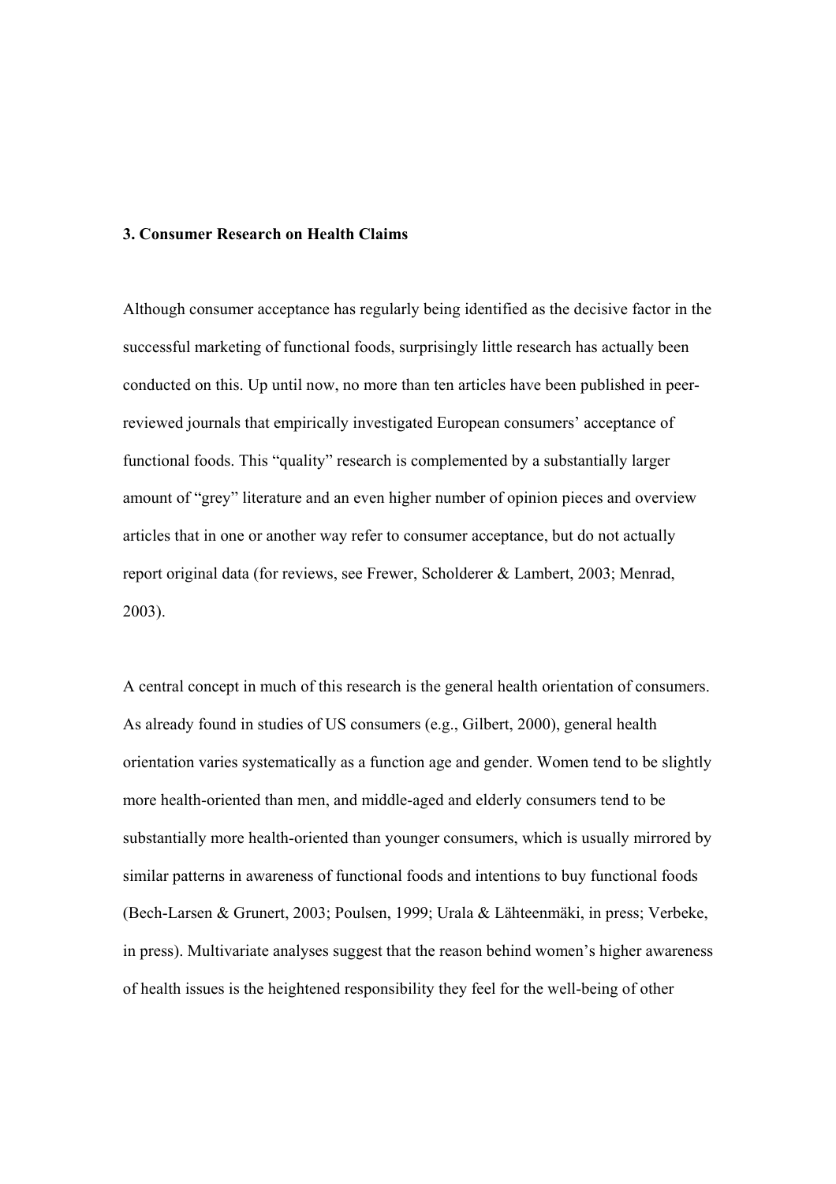### 3. Consumer Research on Health Claims

Although consumer acceptance has regularly being identified as the decisive factor in the successful marketing of functional foods, surprisingly little research has actually been conducted on this. Up until now, no more than ten articles have been published in peer-reviewed journals that empirically investigated European consumers' acceptance of functional foods. This "quality" research is complemented by a substantially larger amount of "grey" literature and an even higher number of opinion pieces and overview articles that in one or another way refer to consumer acceptance, but do not actually report original data (for reviews, see Frewer, Scholderer & Lambert, 2003; Menrad, 2003).

A central concept in much of this research is the general health orientation of consumers. As already found in studies of US consumers (e.g., Gilbert, 2000), general health orientation varies systematically as a function age and gender. Women tend to be slightly more health-oriented than men, and middle-aged and elderly consumers tend to be substantially more health-oriented than younger consumers, which is usually mirrored by similar patterns in awareness of functional foods and intentions to buy functional foods (Bech-Larsen & Grunert, 2003; Poulsen, 1999; Urala & Lähteenmäki, in press; Verbeke, in press). Multivariate analyses suggest that the reason behind women's higher awareness of health issues is the heightened responsibility they feel for the well-being of other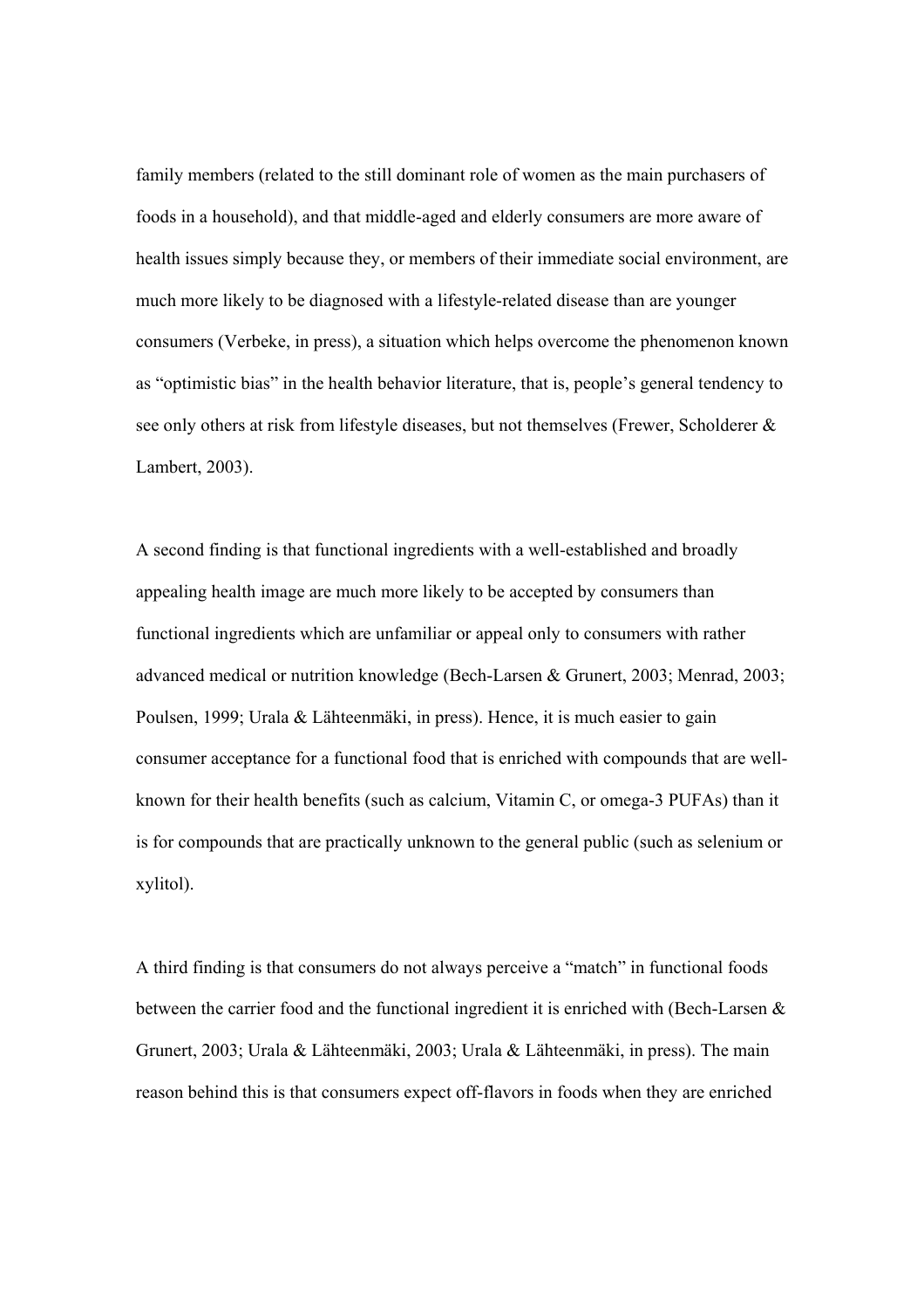family members (related to the still dominant role of women as the main purchasers of foods in a household), and that middle-aged and elderly consumers are more aware of health issues simply because they, or members of their immediate social environment, are much more likely to be diagnosed with a lifestyle-related disease than are younger consumers (Verbeke, in press), a situation which helps overcome the phenomenon known as "optimistic bias" in the health behavior literature, that is, people's general tendency to see only others at risk from lifestyle diseases, but not themselves (Frewer, Scholderer & Lambert, 2003).

A second finding is that functional ingredients with a well-established and broadly appealing health image are much more likely to be accepted by consumers than functional ingredients which are unfamiliar or appeal only to consumers with rather advanced medical or nutrition knowledge (Bech-Larsen & Grunert, 2003; Menrad, 2003; Poulsen, 1999; Urala & Lähteenmäki, in press). Hence, it is much easier to gain consumer acceptance for a functional food that is enriched with compounds that are well-known for their health benefits (such as calcium, Vitamin C, or omega-3 PUFAs) than it is for compounds that are practically unknown to the general public (such as selenium or xylitol).

A third finding is that consumers do not always perceive a "match" in functional foods between the carrier food and the functional ingredient it is enriched with (Bech-Larsen & Grunert, 2003; Urala & Lähteenmäki, 2003; Urala & Lähteenmäki, in press). The main reason behind this is that consumers expect off-flavors in foods when they are enriched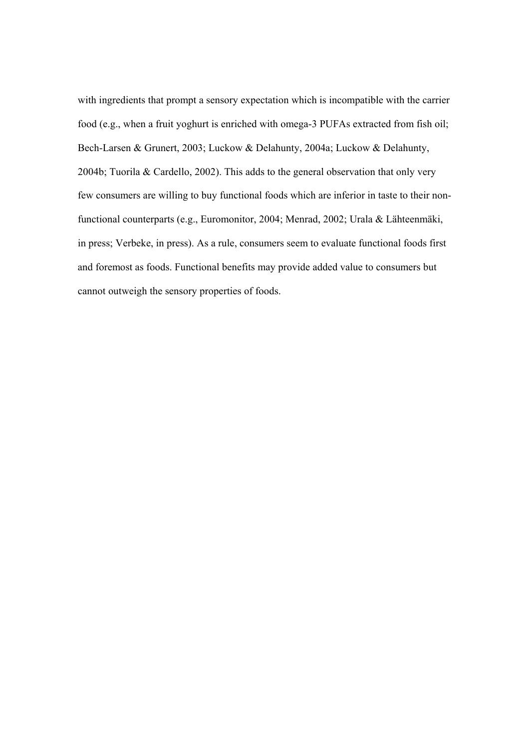with ingredients that prompt a sensory expectation which is incompatible with the carrier food (e.g., when a fruit yoghurt is enriched with omega-3 PUFAs extracted from fish oil; Bech-Larsen & Grunert, 2003; Luckow & Delahunty, 2004a; Luckow & Delahunty, 2004b; Tuorila & Cardello, 2002). This adds to the general observation that only very few consumers are willing to buy functional foods which are inferior in taste to their non-functional counterparts (e.g., Euromonitor, 2004; Menrad, 2002; Urala & Lähteenmäki, in press; Verbeke, in press). As a rule, consumers seem to evaluate functional foods first and foremost as foods. Functional benefits may provide added value to consumers but cannot outweigh the sensory properties of foods.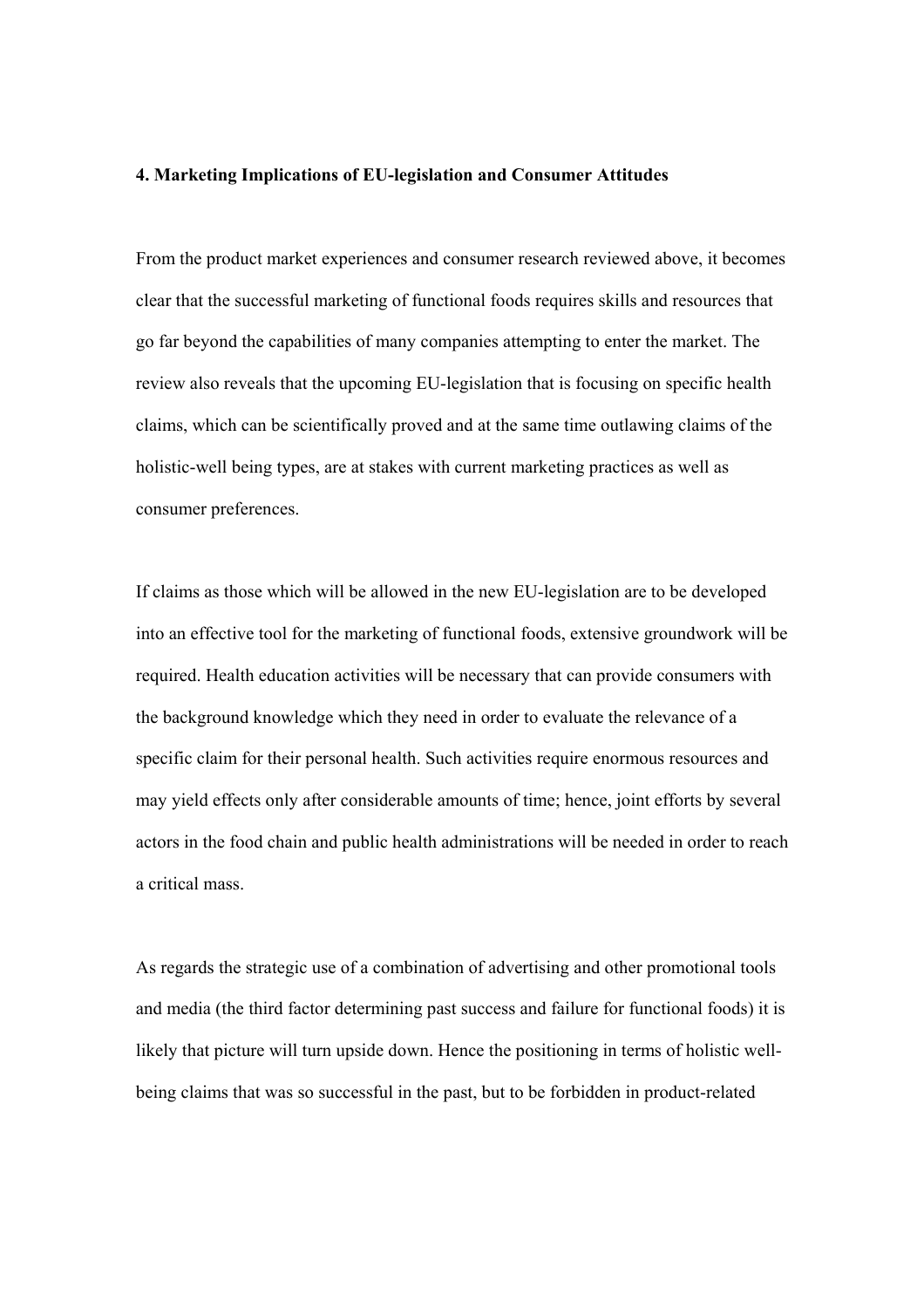## 4. Marketing Implications of EU-legislation and Consumer Attitudes

From the product market experiences and consumer research reviewed above, it becomes clear that the successful marketing of functional foods requires skills and resources that go far beyond the capabilities of many companies attempting to enter the market. The review also reveals that the upcoming EU-legislation that is focusing on specific health claims, which can be scientifically proved and at the same time outlawing claims of the holistic-well being types, are at stakes with current marketing practices as well as consumer preferences.

If claims as those which will be allowed in the new EU-legislation are to be developed into an effective tool for the marketing of functional foods, extensive groundwork will be required. Health education activities will be necessary that can provide consumers with the background knowledge which they need in order to evaluate the relevance of a specific claim for their personal health. Such activities require enormous resources and may yield effects only after considerable amounts of time; hence, joint efforts by several actors in the food chain and public health administrations will be needed in order to reach a critical mass.

As regards the strategic use of a combination of advertising and other promotional tools and media (the third factor determining past success and failure for functional foods) it is likely that picture will turn upside down. Hence the positioning in terms of holistic well-being claims that was so successful in the past, but to be forbidden in product-related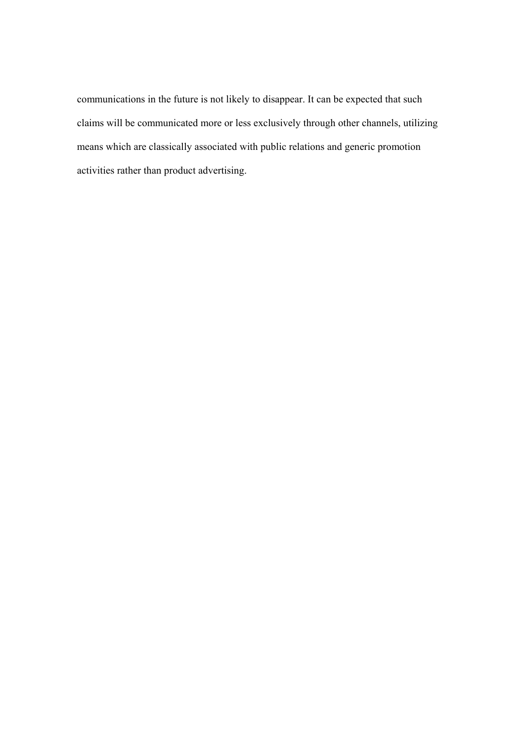communications in the future is not likely to disappear. It can be expected that such claims will be communicated more or less exclusively through other channels, utilizing means which are classically associated with public relations and generic promotion activities rather than product advertising.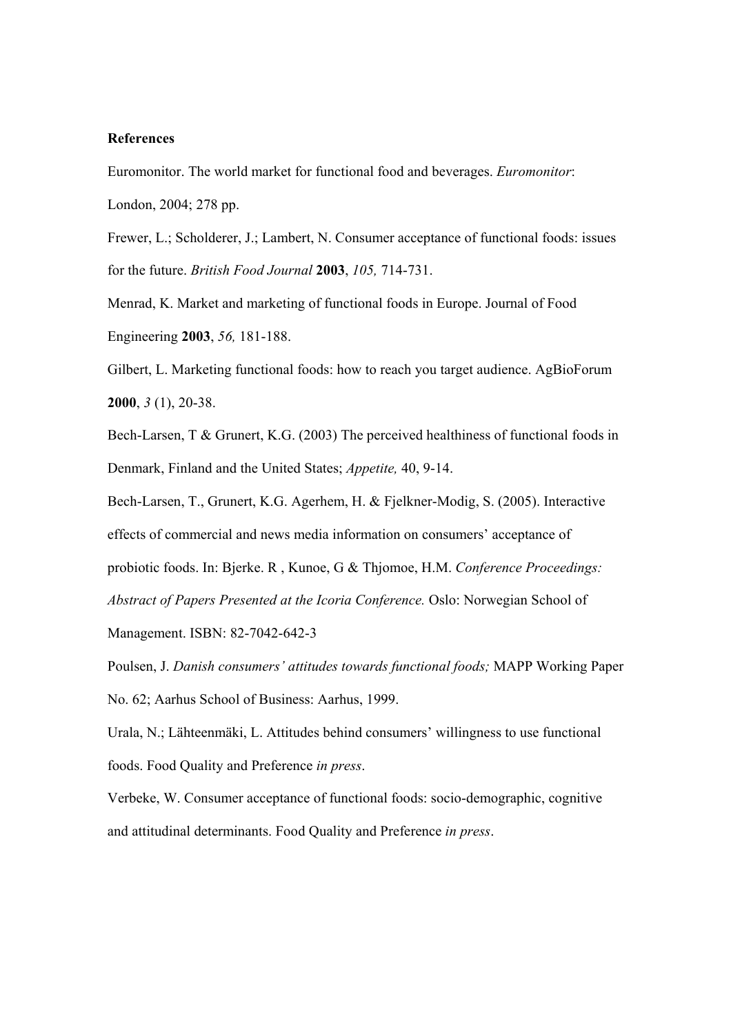**References**

Euromonitor. The world market for functional food and beverages. *Euromonitor*: London, 2004; 278 pp.

Frewer, L.; Scholderer, J.; Lambert, N. Consumer acceptance of functional foods: issues for the future. *British Food Journal* **2003**, *105,* 714-731.

Menrad, K. Market and marketing of functional foods in Europe. Journal of Food Engineering **2003**, *56,* 181-188.

Gilbert, L. Marketing functional foods: how to reach you target audience. AgBioForum **2000**, *3* (1), 20-38.

Bech-Larsen, T & Grunert, K.G. (2003) The perceived healthiness of functional foods in Denmark, Finland and the United States; *Appetite,* 40, 9-14.

Bech-Larsen, T., Grunert, K.G. Agerhem, H. & Fjelkner-Modig, S. (2005). Interactive effects of commercial and news media information on consumers' acceptance of probiotic foods. In: Bjerke. R , Kunoe, G & Thjomoe, H.M. *Conference Proceedings: Abstract of Papers Presented at the Icoria Conference.* Oslo: Norwegian School of Management. ISBN: 82-7042-642-3

Poulsen, J. *Danish consumers' attitudes towards functional foods;* MAPP Working Paper No. 62; Aarhus School of Business: Aarhus, 1999.

Urala, N.; Lähteenmäki, L. Attitudes behind consumers' willingness to use functional foods. Food Quality and Preference *in press*.

Verbeke, W. Consumer acceptance of functional foods: socio-demographic, cognitive and attitudinal determinants. Food Quality and Preference *in press*.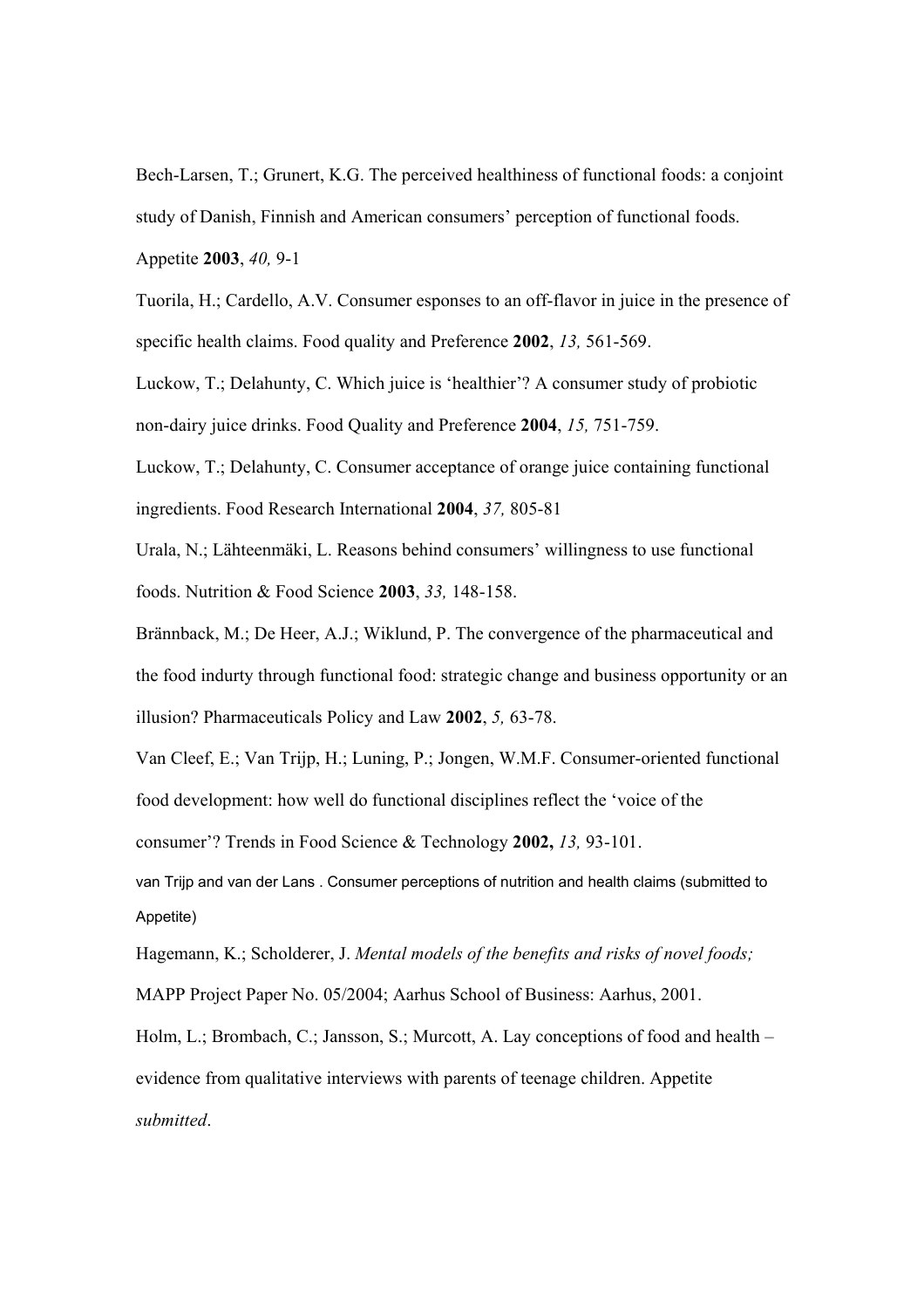Bech-Larsen, T.; Grunert, K.G. The perceived healthiness of functional foods: a conjoint study of Danish, Finnish and American consumers' perception of functional foods. Appetite **2003**, *40,* 9-1

Tuorila, H.; Cardello, A.V. Consumer esponses to an off-flavor in juice in the presence of specific health claims. Food quality and Preference **2002**, *13,* 561-569.

Luckow, T.; Delahunty, C. Which juice is 'healthier'? A consumer study of probiotic non-dairy juice drinks. Food Quality and Preference **2004**, *15,* 751-759.

Luckow, T.; Delahunty, C. Consumer acceptance of orange juice containing functional ingredients. Food Research International **2004**, *37,* 805-81

Urala, N.; Lähteenmäki, L. Reasons behind consumers' willingness to use functional foods. Nutrition & Food Science **2003**, *33,* 148-158.

Brännback, M.; De Heer, A.J.; Wiklund, P. The convergence of the pharmaceutical and the food indurty through functional food: strategic change and business opportunity or an illusion? Pharmaceuticals Policy and Law **2002**, *5,* 63-78.

Van Cleef, E.; Van Trijp, H.; Luning, P.; Jongen, W.M.F. Consumer-oriented functional food development: how well do functional disciplines reflect the 'voice of the consumer'? Trends in Food Science & Technology **2002,** *13,* 93-101.

van Trijp and van der Lans . Consumer perceptions of nutrition and health claims (submitted to Appetite)

Hagemann, K.; Scholderer, J. *Mental models of the benefits and risks of novel foods;* MAPP Project Paper No. 05/2004; Aarhus School of Business: Aarhus, 2001.

Holm, L.; Brombach, C.; Jansson, S.; Murcott, A. Lay conceptions of food and health – evidence from qualitative interviews with parents of teenage children. Appetite *submitted*.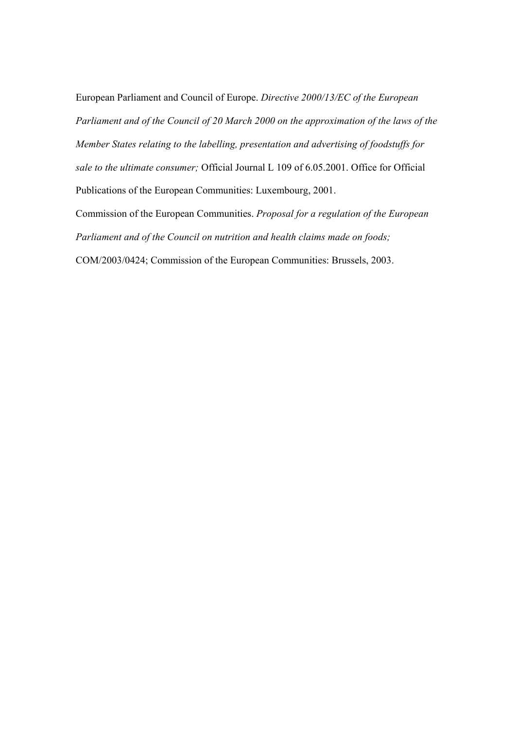European Parliament and Council of Europe. *Directive 2000/13/EC of the European Parliament and of the Council of 20 March 2000 on the approximation of the laws of the Member States relating to the labelling, presentation and advertising of foodstuffs for sale to the ultimate consumer;* Official Journal L 109 of 6.05.2001. Office for Official Publications of the European Communities: Luxembourg, 2001.

Commission of the European Communities. *Proposal for a regulation of the European Parliament and of the Council on nutrition and health claims made on foods;* COM/2003/0424; Commission of the European Communities: Brussels, 2003.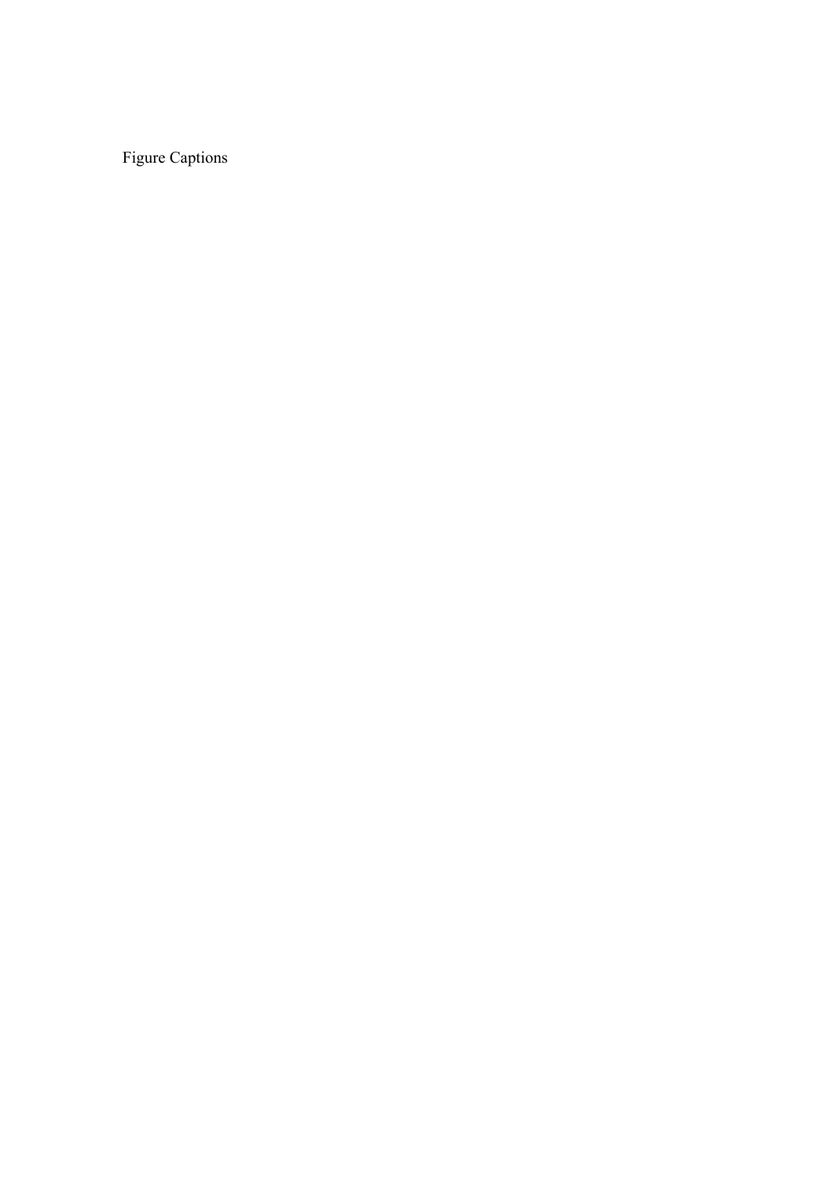Figure Captions